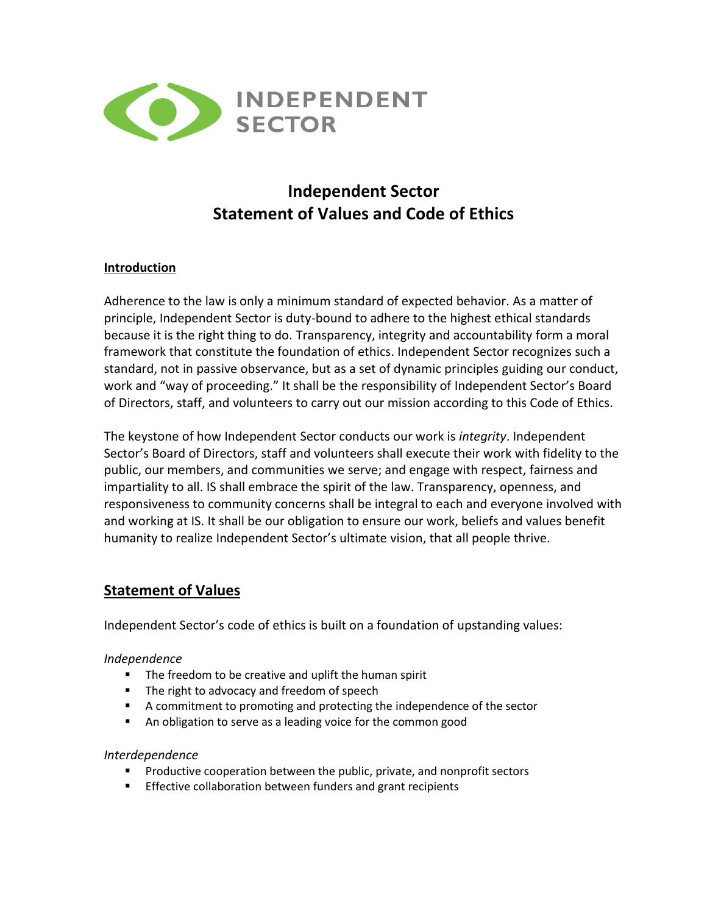# Independent Sector
# Statement of Values and Code of Ethics

**Introduction**

Adherence to the law is only a minimum standard of expected behavior. As a matter of principle, Independent Sector is duty-bound to adhere to the highest ethical standards because it is the right thing to do. Transparency, integrity and accountability form a moral framework that constitute the foundation of ethics. Independent Sector recognizes such a standard, not in passive observance, but as a set of dynamic principles guiding our conduct, work and "way of proceeding." It shall be the responsibility of Independent Sector's Board of Directors, staff, and volunteers to carry out our mission according to this Code of Ethics.

The keystone of how Independent Sector conducts our work is *integrity*. Independent Sector's Board of Directors, staff and volunteers shall execute their work with fidelity to the public, our members, and communities we serve; and engage with respect, fairness and impartiality to all. IS shall embrace the spirit of the law. Transparency, openness, and responsiveness to community concerns shall be integral to each and everyone involved with and working at IS. It shall be our obligation to ensure our work, beliefs and values benefit humanity to realize Independent Sector's ultimate vision, that all people thrive.

## Statement of Values

Independent Sector's code of ethics is built on a foundation of upstanding values:

*Independence*

- The freedom to be creative and uplift the human spirit
- The right to advocacy and freedom of speech
- A commitment to promoting and protecting the independence of the sector
- An obligation to serve as a leading voice for the common good

*Interdependence*

- Productive cooperation between the public, private, and nonprofit sectors
- Effective collaboration between funders and grant recipients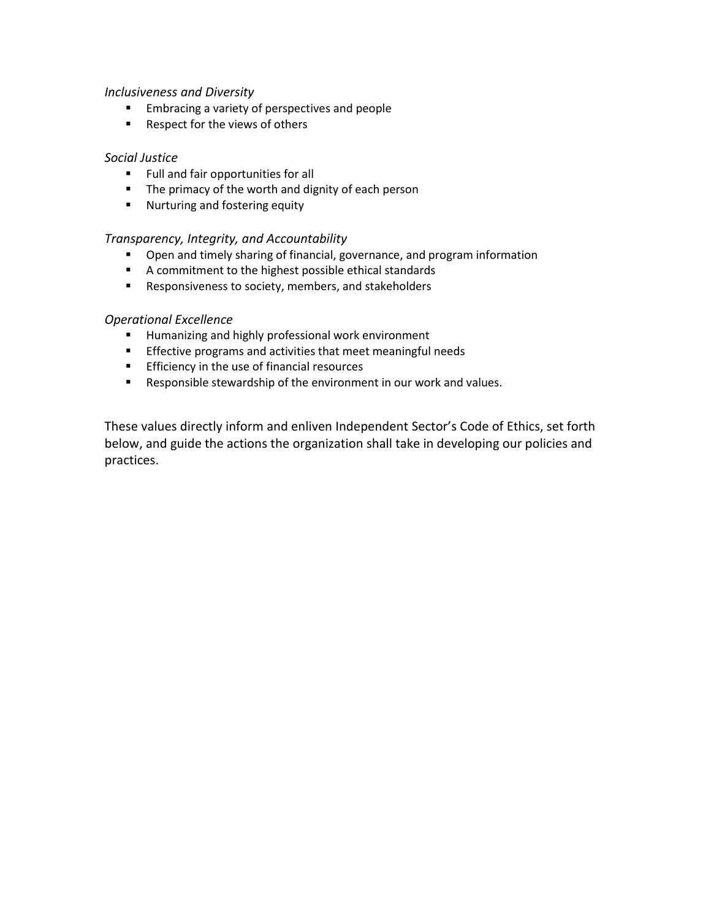*Inclusiveness and Diversity*

- Embracing a variety of perspectives and people
- Respect for the views of others

*Social Justice*

- Full and fair opportunities for all
- The primacy of the worth and dignity of each person
- Nurturing and fostering equity

*Transparency, Integrity, and Accountability*

- Open and timely sharing of financial, governance, and program information
- A commitment to the highest possible ethical standards
- Responsiveness to society, members, and stakeholders

*Operational Excellence*

- Humanizing and highly professional work environment
- Effective programs and activities that meet meaningful needs
- Efficiency in the use of financial resources
- Responsible stewardship of the environment in our work and values.

These values directly inform and enliven Independent Sector's Code of Ethics, set forth below, and guide the actions the organization shall take in developing our policies and practices.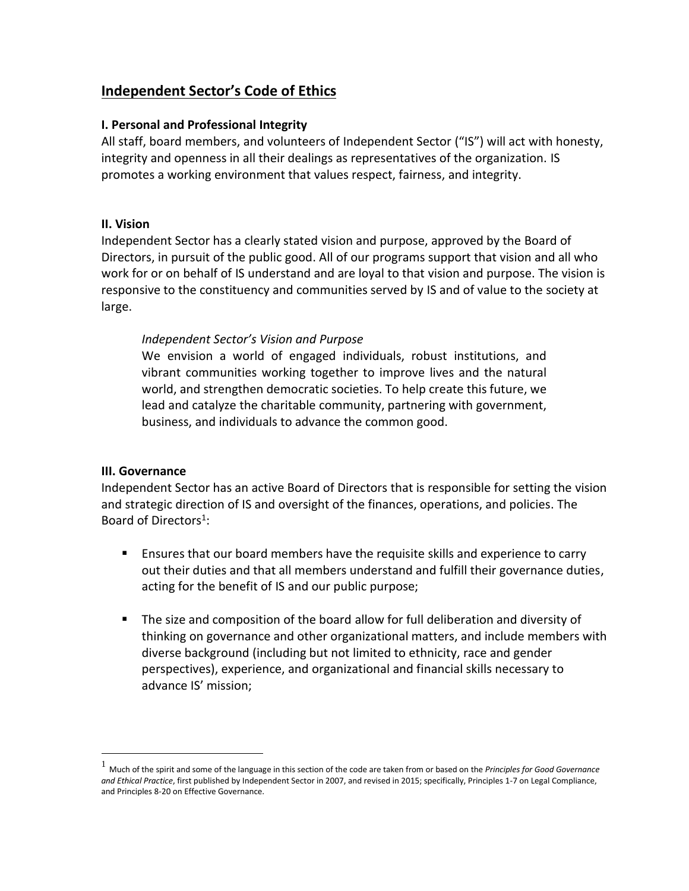## Independent Sector's Code of Ethics

### I. Personal and Professional Integrity

All staff, board members, and volunteers of Independent Sector ("IS") will act with honesty, integrity and openness in all their dealings as representatives of the organization. IS promotes a working environment that values respect, fairness, and integrity.

### II. Vision

Independent Sector has a clearly stated vision and purpose, approved by the Board of Directors, in pursuit of the public good. All of our programs support that vision and all who work for or on behalf of IS understand and are loyal to that vision and purpose. The vision is responsive to the constituency and communities served by IS and of value to the society at large.

> *Independent Sector's Vision and Purpose*
>
> We envision a world of engaged individuals, robust institutions, and vibrant communities working together to improve lives and the natural world, and strengthen democratic societies. To help create this future, we lead and catalyze the charitable community, partnering with government, business, and individuals to advance the common good.

### III. Governance

Independent Sector has an active Board of Directors that is responsible for setting the vision and strategic direction of IS and oversight of the finances, operations, and policies. The Board of Directors[1]:

- Ensures that our board members have the requisite skills and experience to carry out their duties and that all members understand and fulfill their governance duties, acting for the benefit of IS and our public purpose;
- The size and composition of the board allow for full deliberation and diversity of thinking on governance and other organizational matters, and include members with diverse background (including but not limited to ethnicity, race and gender perspectives), experience, and organizational and financial skills necessary to advance IS' mission;

---

[1] Much of the spirit and some of the language in this section of the code are taken from or based on the *Principles for Good Governance and Ethical Practice*, first published by Independent Sector in 2007, and revised in 2015; specifically, Principles 1-7 on Legal Compliance, and Principles 8-20 on Effective Governance.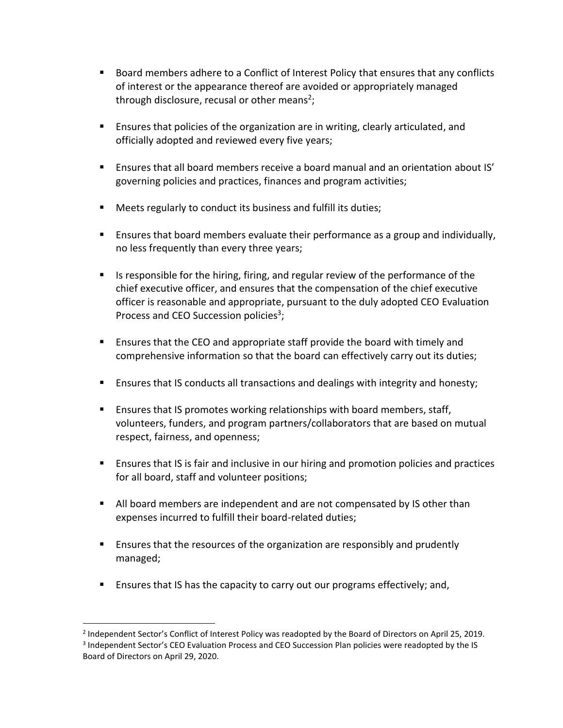- Board members adhere to a Conflict of Interest Policy that ensures that any conflicts of interest or the appearance thereof are avoided or appropriately managed through disclosure, recusal or other means[2];

- Ensures that policies of the organization are in writing, clearly articulated, and officially adopted and reviewed every five years;

- Ensures that all board members receive a board manual and an orientation about IS' governing policies and practices, finances and program activities;

- Meets regularly to conduct its business and fulfill its duties;

- Ensures that board members evaluate their performance as a group and individually, no less frequently than every three years;

- Is responsible for the hiring, firing, and regular review of the performance of the chief executive officer, and ensures that the compensation of the chief executive officer is reasonable and appropriate, pursuant to the duly adopted CEO Evaluation Process and CEO Succession policies[3];

- Ensures that the CEO and appropriate staff provide the board with timely and comprehensive information so that the board can effectively carry out its duties;

- Ensures that IS conducts all transactions and dealings with integrity and honesty;

- Ensures that IS promotes working relationships with board members, staff, volunteers, funders, and program partners/collaborators that are based on mutual respect, fairness, and openness;

- Ensures that IS is fair and inclusive in our hiring and promotion policies and practices for all board, staff and volunteer positions;

- All board members are independent and are not compensated by IS other than expenses incurred to fulfill their board-related duties;

- Ensures that the resources of the organization are responsibly and prudently managed;

- Ensures that IS has the capacity to carry out our programs effectively; and,

---

[2] Independent Sector's Conflict of Interest Policy was readopted by the Board of Directors on April 25, 2019.

[3] Independent Sector's CEO Evaluation Process and CEO Succession Plan policies were readopted by the IS Board of Directors on April 29, 2020.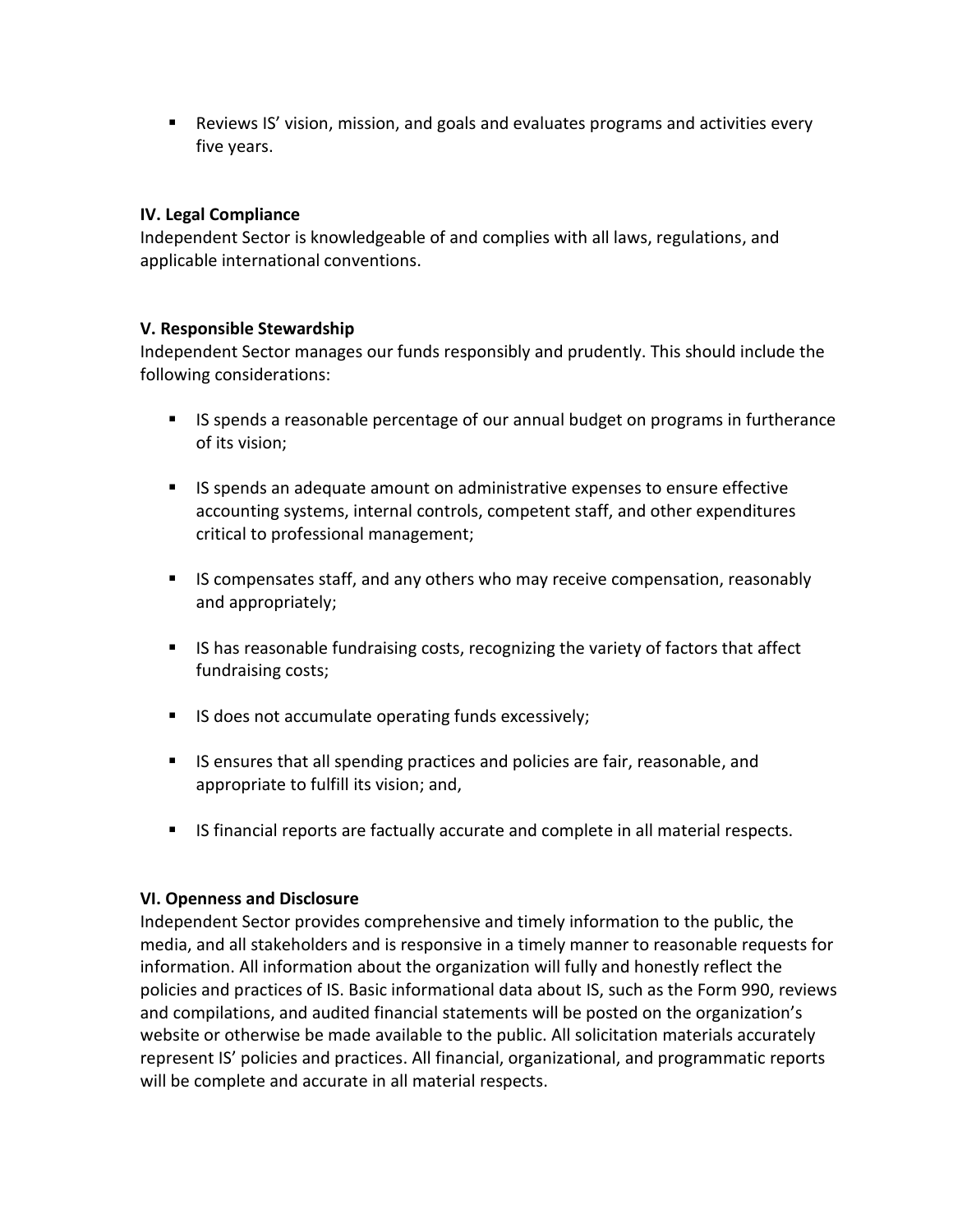- Reviews IS' vision, mission, and goals and evaluates programs and activities every five years.

**IV. Legal Compliance**
Independent Sector is knowledgeable of and complies with all laws, regulations, and applicable international conventions.

**V. Responsible Stewardship**
Independent Sector manages our funds responsibly and prudently. This should include the following considerations:

- IS spends a reasonable percentage of our annual budget on programs in furtherance of its vision;
- IS spends an adequate amount on administrative expenses to ensure effective accounting systems, internal controls, competent staff, and other expenditures critical to professional management;
- IS compensates staff, and any others who may receive compensation, reasonably and appropriately;
- IS has reasonable fundraising costs, recognizing the variety of factors that affect fundraising costs;
- IS does not accumulate operating funds excessively;
- IS ensures that all spending practices and policies are fair, reasonable, and appropriate to fulfill its vision; and,
- IS financial reports are factually accurate and complete in all material respects.

**VI. Openness and Disclosure**
Independent Sector provides comprehensive and timely information to the public, the media, and all stakeholders and is responsive in a timely manner to reasonable requests for information. All information about the organization will fully and honestly reflect the policies and practices of IS. Basic informational data about IS, such as the Form 990, reviews and compilations, and audited financial statements will be posted on the organization's website or otherwise be made available to the public. All solicitation materials accurately represent IS' policies and practices. All financial, organizational, and programmatic reports will be complete and accurate in all material respects.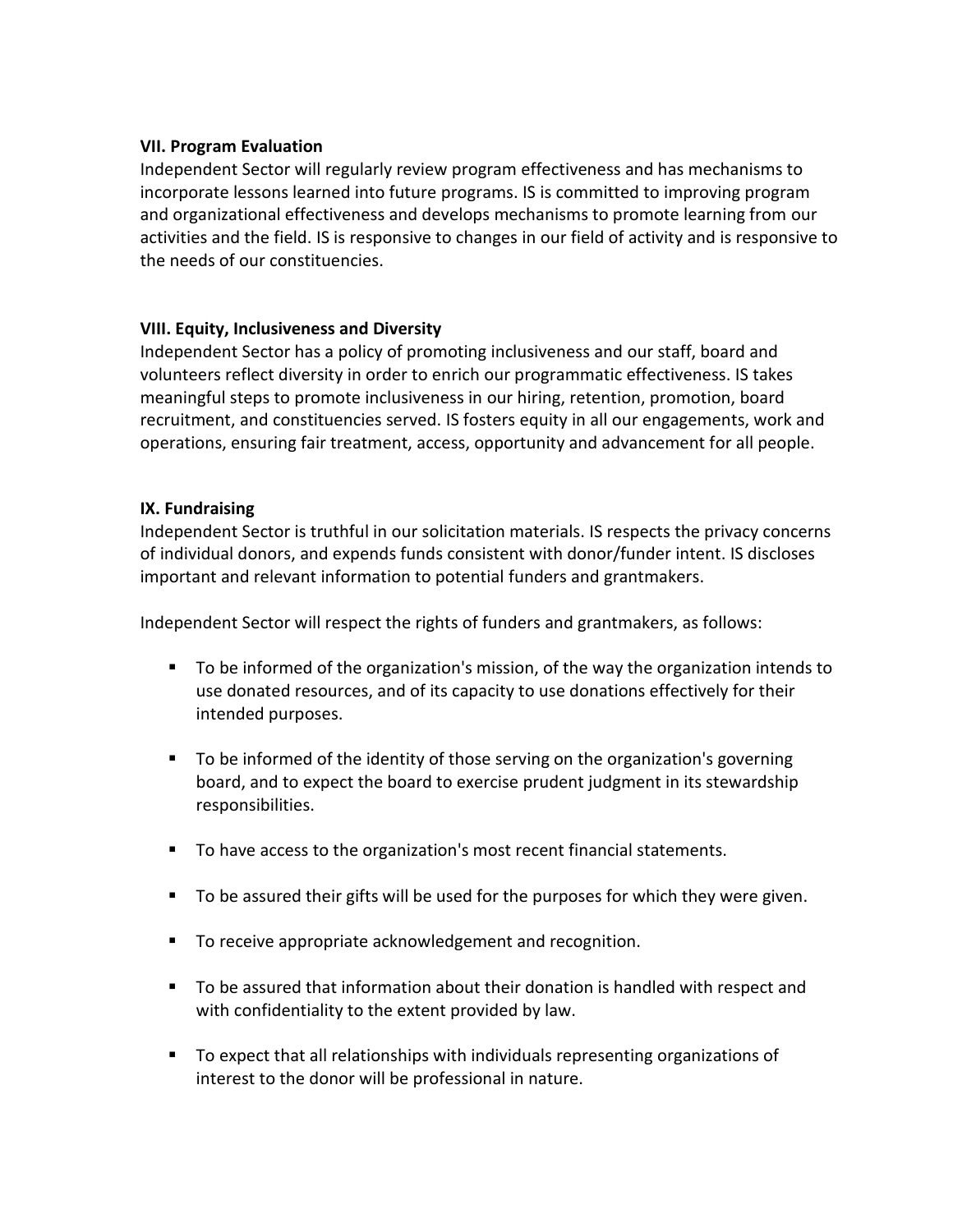**VII. Program Evaluation**

Independent Sector will regularly review program effectiveness and has mechanisms to incorporate lessons learned into future programs. IS is committed to improving program and organizational effectiveness and develops mechanisms to promote learning from our activities and the field. IS is responsive to changes in our field of activity and is responsive to the needs of our constituencies.

**VIII. Equity, Inclusiveness and Diversity**

Independent Sector has a policy of promoting inclusiveness and our staff, board and volunteers reflect diversity in order to enrich our programmatic effectiveness. IS takes meaningful steps to promote inclusiveness in our hiring, retention, promotion, board recruitment, and constituencies served. IS fosters equity in all our engagements, work and operations, ensuring fair treatment, access, opportunity and advancement for all people.

**IX. Fundraising**

Independent Sector is truthful in our solicitation materials. IS respects the privacy concerns of individual donors, and expends funds consistent with donor/funder intent. IS discloses important and relevant information to potential funders and grantmakers.

Independent Sector will respect the rights of funders and grantmakers, as follows:

- To be informed of the organization's mission, of the way the organization intends to use donated resources, and of its capacity to use donations effectively for their intended purposes.
- To be informed of the identity of those serving on the organization's governing board, and to expect the board to exercise prudent judgment in its stewardship responsibilities.
- To have access to the organization's most recent financial statements.
- To be assured their gifts will be used for the purposes for which they were given.
- To receive appropriate acknowledgement and recognition.
- To be assured that information about their donation is handled with respect and with confidentiality to the extent provided by law.
- To expect that all relationships with individuals representing organizations of interest to the donor will be professional in nature.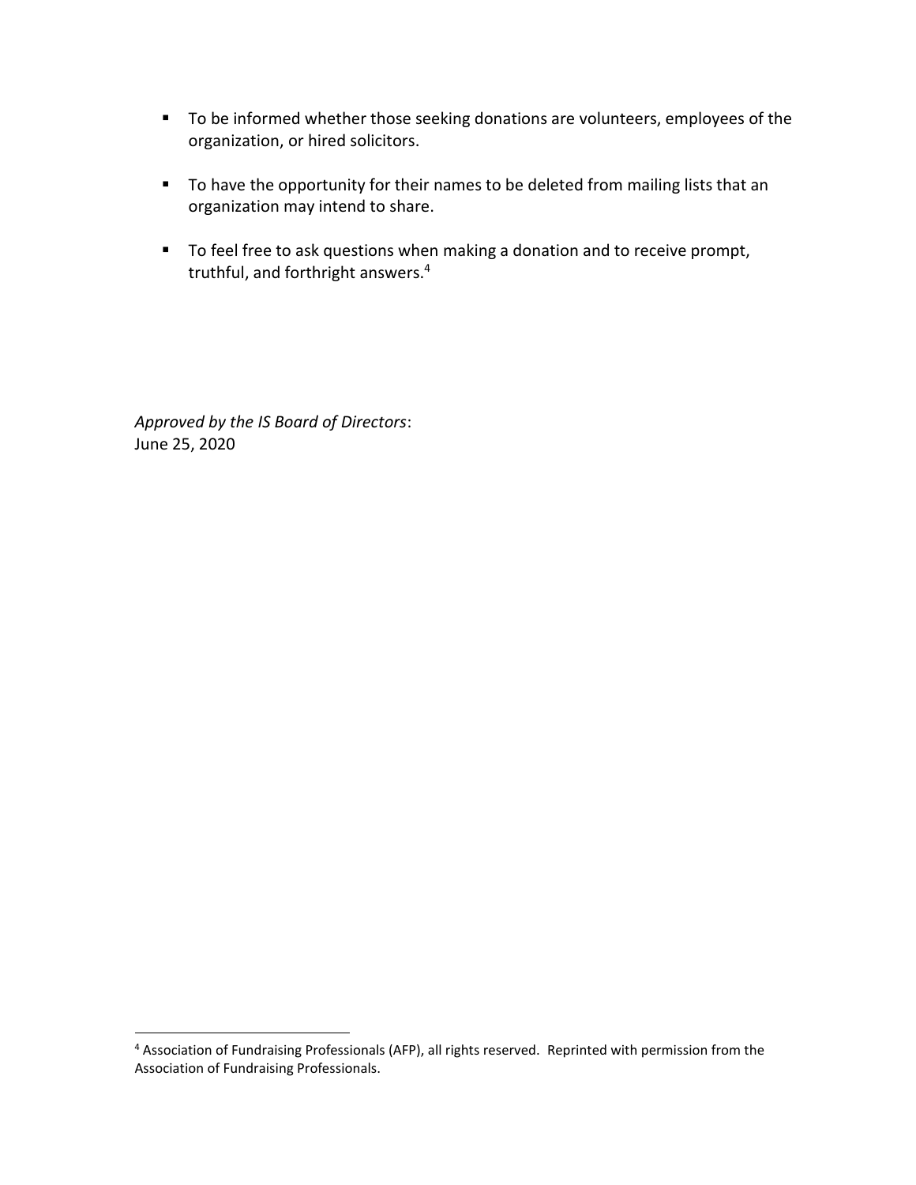- To be informed whether those seeking donations are volunteers, employees of the organization, or hired solicitors.

- To have the opportunity for their names to be deleted from mailing lists that an organization may intend to share.

- To feel free to ask questions when making a donation and to receive prompt, truthful, and forthright answers.[4]

*Approved by the IS Board of Directors*:
June 25, 2020

[4] Association of Fundraising Professionals (AFP), all rights reserved. Reprinted with permission from the Association of Fundraising Professionals.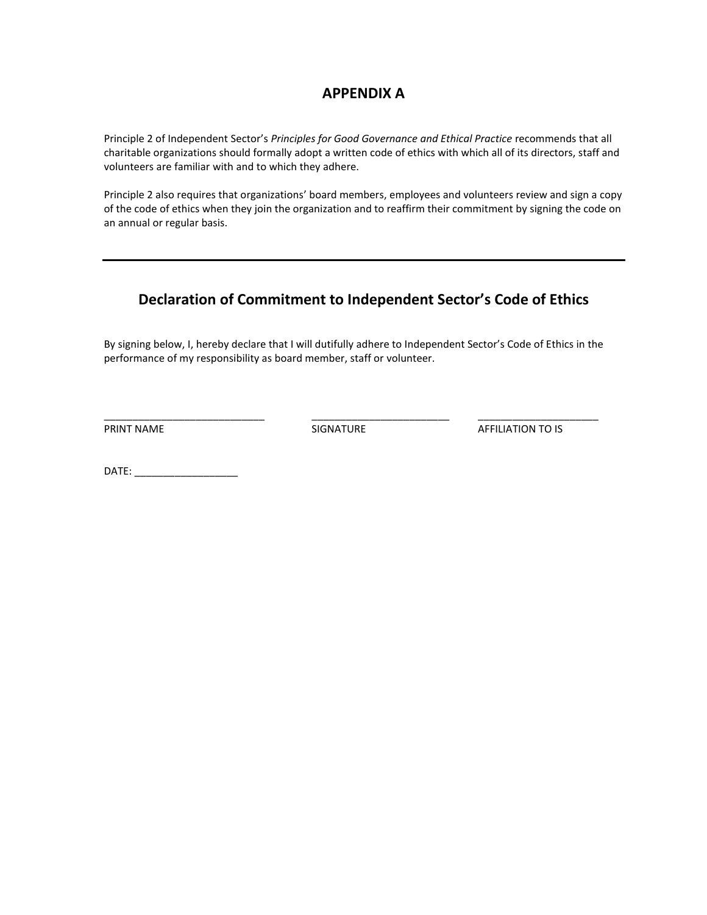# APPENDIX A

Principle 2 of Independent Sector's *Principles for Good Governance and Ethical Practice* recommends that all charitable organizations should formally adopt a written code of ethics with which all of its directors, staff and volunteers are familiar with and to which they adhere.

Principle 2 also requires that organizations' board members, employees and volunteers review and sign a copy of the code of ethics when they join the organization and to reaffirm their commitment by signing the code on an annual or regular basis.

---

## Declaration of Commitment to Independent Sector's Code of Ethics

By signing below, I, hereby declare that I will dutifully adhere to Independent Sector's Code of Ethics in the performance of my responsibility as board member, staff or volunteer.

| | | |
|---|---|---|
| ____________________________ | ________________________ | _____________________ |
| PRINT NAME | SIGNATURE | AFFILIATION TO IS |

DATE: __________________